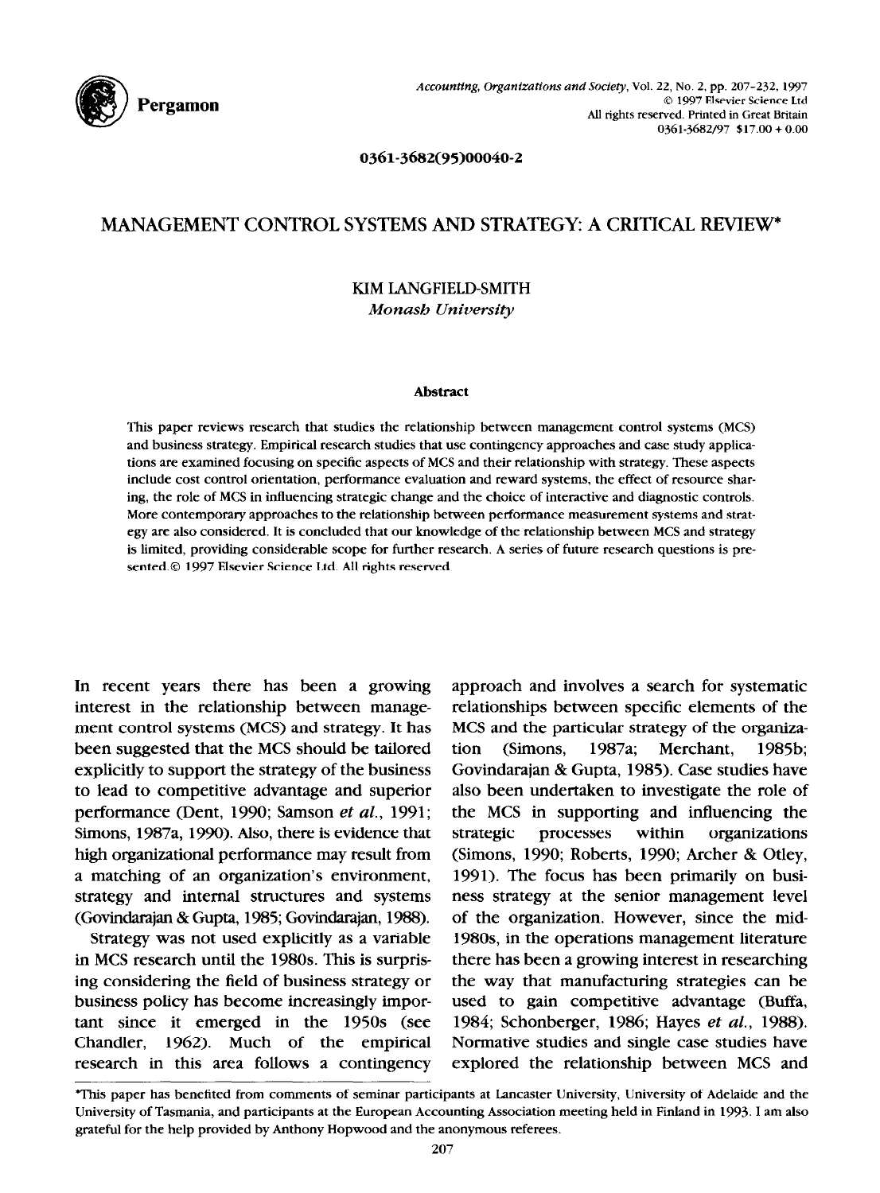0361-3682(95)00040-2

# MANAGEMENT CONTROL SYSTEMS AND STRATEGY: A CRITICAL REVIEW*

KIM LANGFIELD-SMITH

*Monash University*

### Abstract

This paper reviews research that studies the relationship between management control systems (MCS) and business strategy. Empirical research studies that use contingency approaches and case study applications are examined focusing on specific aspects of MCS and their relationship with strategy. These aspects include cost control orientation, performance evaluation and reward systems, the effect of resource sharing, the role of MCS in influencing strategic change and the choice of interactive and diagnostic controls. More contemporary approaches to the relationship between performance measurement systems and strategy are also considered. It is concluded that our knowledge of the relationship between MCS and strategy is limited, providing considerable scope for further research. A series of future research questions is presented. © 1997 Elsevier Science Ltd. All rights reserved

In recent years there has been a growing interest in the relationship between management control systems (MCS) and strategy. It has been suggested that the MCS should be tailored explicitly to support the strategy of the business to lead to competitive advantage and superior performance (Dent, 1990; Samson *et al.*, 1991; Simons, 1987a, 1990). Also, there is evidence that high organizational performance may result from a matching of an organization's environment, strategy and internal structures and systems (Govindarajan & Gupta, 1985; Govindarajan, 1988).

Strategy was not used explicitly as a variable in MCS research until the 1980s. This is surprising considering the field of business strategy or business policy has become increasingly important since it emerged in the 1950s (see Chandler, 1962). Much of the empirical research in this area follows a contingency approach and involves a search for systematic relationships between specific elements of the MCS and the particular strategy of the organization (Simons, 1987a; Merchant, 1985b; Govindarajan & Gupta, 1985). Case studies have also been undertaken to investigate the role of the MCS in supporting and influencing the strategic processes within organizations (Simons, 1990; Roberts, 1990; Archer & Otley, 1991). The focus has been primarily on business strategy at the senior management level of the organization. However, since the mid-1980s, in the operations management literature there has been a growing interest in researching the way that manufacturing strategies can be used to gain competitive advantage (Buffa, 1984; Schonberger, 1986; Hayes *et al.*, 1988). Normative studies and single case studies have explored the relationship between MCS and

*This paper has benefited from comments of seminar participants at Lancaster University, University of Adelaide and the University of Tasmania, and participants at the European Accounting Association meeting held in Finland in 1993. I am also grateful for the help provided by Anthony Hopwood and the anonymous referees.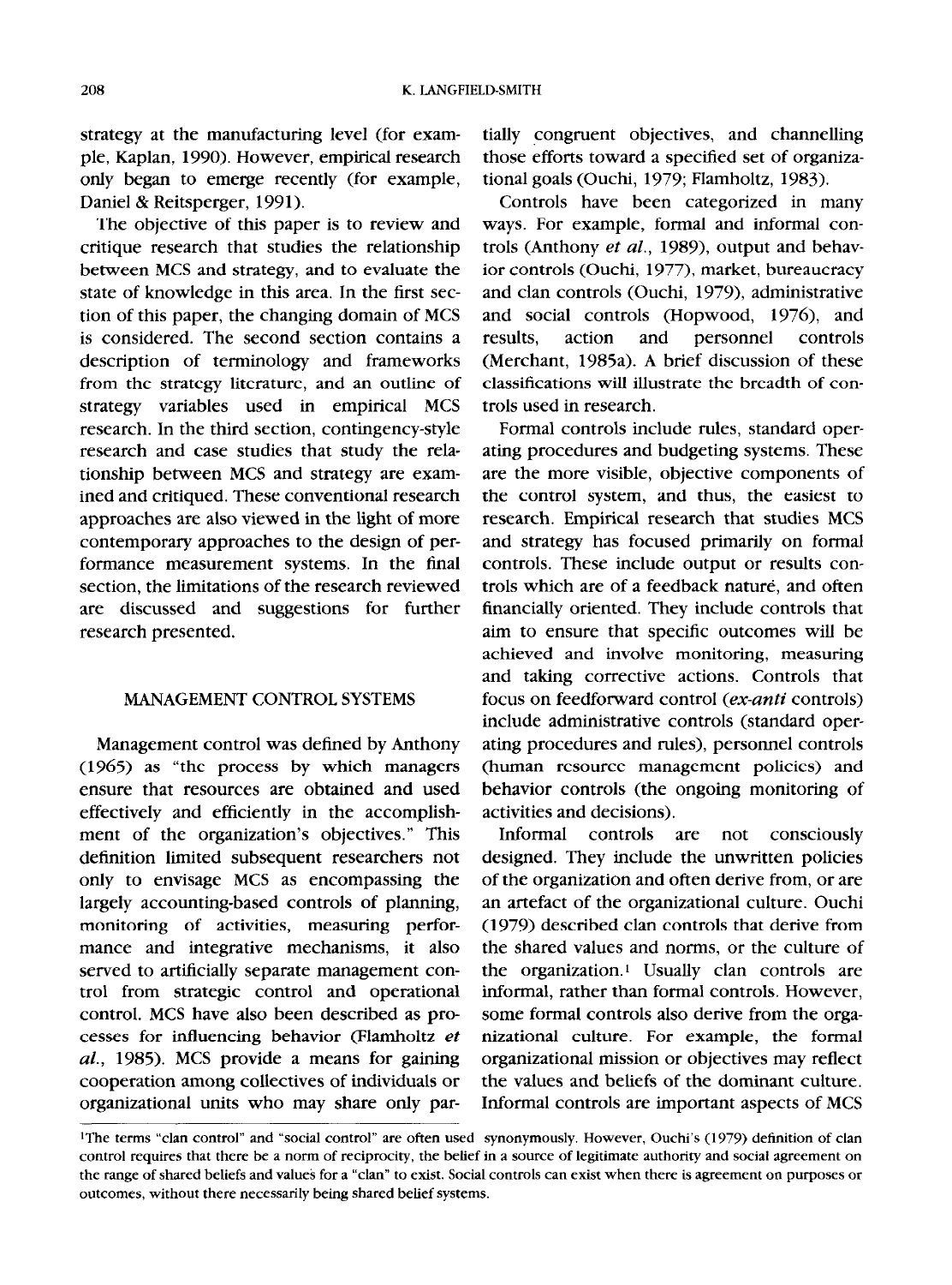strategy at the manufacturing level (for example, Kaplan, 1990). However, empirical research only began to emerge recently (for example, Daniel & Reitsperger, 1991).

The objective of this paper is to review and critique research that studies the relationship between MCS and strategy, and to evaluate the state of knowledge in this area. In the first section of this paper, the changing domain of MCS is considered. The second section contains a description of terminology and frameworks from the strategy literature, and an outline of strategy variables used in empirical MCS research. In the third section, contingency-style research and case studies that study the relationship between MCS and strategy are examined and critiqued. These conventional research approaches are also viewed in the light of more contemporary approaches to the design of performance measurement systems. In the final section, the limitations of the research reviewed are discussed and suggestions for further research presented.

## MANAGEMENT CONTROL SYSTEMS

Management control was defined by Anthony (1965) as "the process by which managers ensure that resources are obtained and used effectively and efficiently in the accomplishment of the organization's objectives." This definition limited subsequent researchers not only to envisage MCS as encompassing the largely accounting-based controls of planning, monitoring of activities, measuring performance and integrative mechanisms, it also served to artificially separate management control from strategic control and operational control. MCS have also been described as processes for influencing behavior (Flamholtz *et al.*, 1985). MCS provide a means for gaining cooperation among collectives of individuals or organizational units who may share only partially congruent objectives, and channelling those efforts toward a specified set of organizational goals (Ouchi, 1979; Flamholtz, 1983).

Controls have been categorized in many ways. For example, formal and informal controls (Anthony *et al.*, 1989), output and behavior controls (Ouchi, 1977), market, bureaucracy and clan controls (Ouchi, 1979), administrative and social controls (Hopwood, 1976), and results, action and personnel controls (Merchant, 1985a). A brief discussion of these classifications will illustrate the breadth of controls used in research.

Formal controls include rules, standard operating procedures and budgeting systems. These are the more visible, objective components of the control system, and thus, the easiest to research. Empirical research that studies MCS and strategy has focused primarily on formal controls. These include output or results controls which are of a feedback nature, and often financially oriented. They include controls that aim to ensure that specific outcomes will be achieved and involve monitoring, measuring and taking corrective actions. Controls that focus on feedforward control (*ex-anti* controls) include administrative controls (standard operating procedures and rules), personnel controls (human resource management policies) and behavior controls (the ongoing monitoring of activities and decisions).

Informal controls are not consciously designed. They include the unwritten policies of the organization and often derive from, or are an artefact of the organizational culture. Ouchi (1979) described clan controls that derive from the shared values and norms, or the culture of the organization.[1] Usually clan controls are informal, rather than formal controls. However, some formal controls also derive from the organizational culture. For example, the formal organizational mission or objectives may reflect the values and beliefs of the dominant culture. Informal controls are important aspects of MCS

---

[1]The terms "clan control" and "social control" are often used synonymously. However, Ouchi's (1979) definition of clan control requires that there be a norm of reciprocity, the belief in a source of legitimate authority and social agreement on the range of shared beliefs and values for a "clan" to exist. Social controls can exist when there is agreement on purposes or outcomes, without there necessarily being shared belief systems.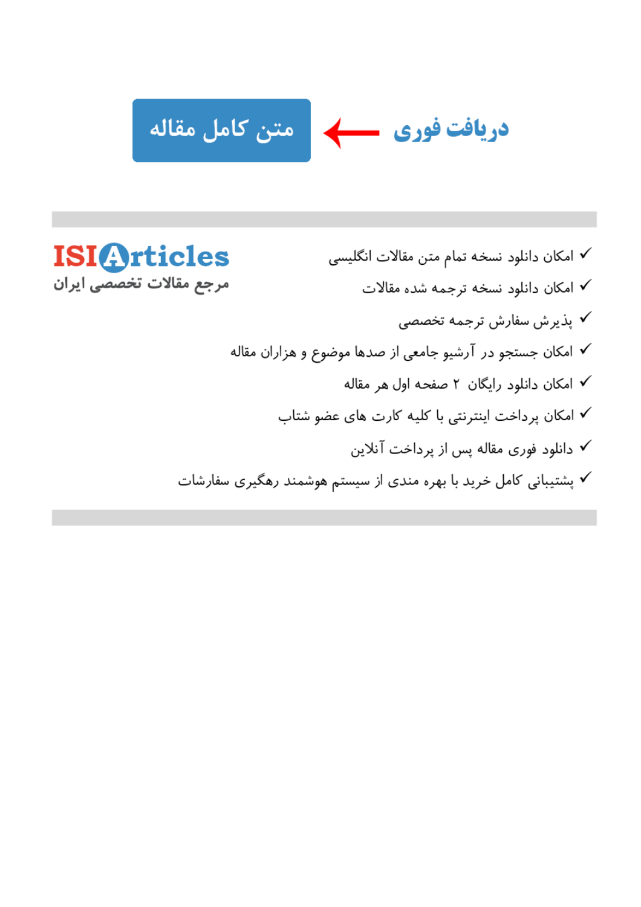دریافت فوری ← **متن کامل مقاله**

**ISIArticles**
مرجع مقالات تخصصی ایران

- ✓ امکان دانلود نسخه تمام متن مقالات انگلیسی
- ✓ امکان دانلود نسخه ترجمه شده مقالات
- ✓ پذیرش سفارش ترجمه تخصصی
- ✓ امکان جستجو در آرشیو جامعی از صدها موضوع و هزاران مقاله
- ✓ امکان دانلود رایگان ۲ صفحه اول هر مقاله
- ✓ امکان پرداخت اینترنتی با کلیه کارت های عضو شتاب
- ✓ دانلود فوری مقاله پس از پرداخت آنلاین
- ✓ پشتیبانی کامل خرید با بهره مندی از سیستم هوشمند رهگیری سفارشات